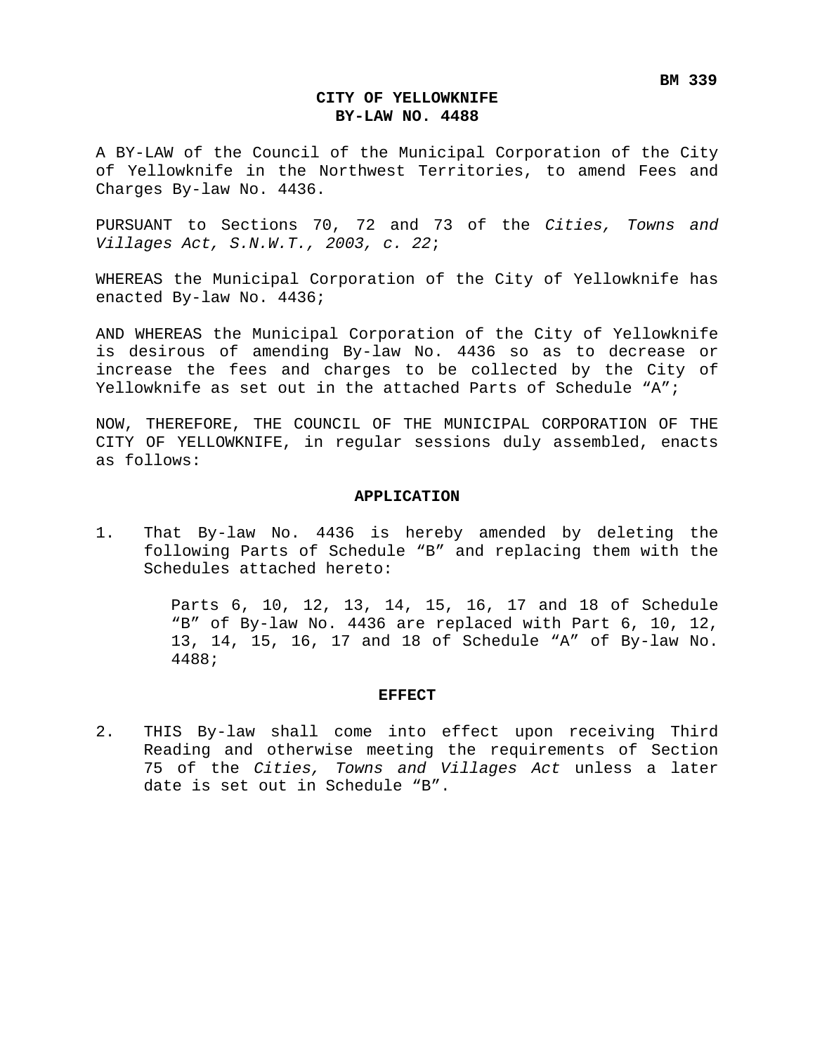BM 339

# CITY OF YELLOWKNIFE
# BY-LAW NO. 4488

A BY-LAW of the Council of the Municipal Corporation of the City of Yellowknife in the Northwest Territories, to amend Fees and Charges By-law No. 4436.

PURSUANT to Sections 70, 72 and 73 of the *Cities, Towns and Villages Act, S.N.W.T., 2003, c. 22*;

WHEREAS the Municipal Corporation of the City of Yellowknife has enacted By-law No. 4436;

AND WHEREAS the Municipal Corporation of the City of Yellowknife is desirous of amending By-law No. 4436 so as to decrease or increase the fees and charges to be collected by the City of Yellowknife as set out in the attached Parts of Schedule "A";

NOW, THEREFORE, THE COUNCIL OF THE MUNICIPAL CORPORATION OF THE CITY OF YELLOWKNIFE, in regular sessions duly assembled, enacts as follows:

## APPLICATION

1. That By-law No. 4436 is hereby amended by deleting the following Parts of Schedule "B" and replacing them with the Schedules attached hereto:

   Parts 6, 10, 12, 13, 14, 15, 16, 17 and 18 of Schedule "B" of By-law No. 4436 are replaced with Part 6, 10, 12, 13, 14, 15, 16, 17 and 18 of Schedule "A" of By-law No. 4488;

## EFFECT

2. THIS By-law shall come into effect upon receiving Third Reading and otherwise meeting the requirements of Section 75 of the *Cities, Towns and Villages Act* unless a later date is set out in Schedule "B".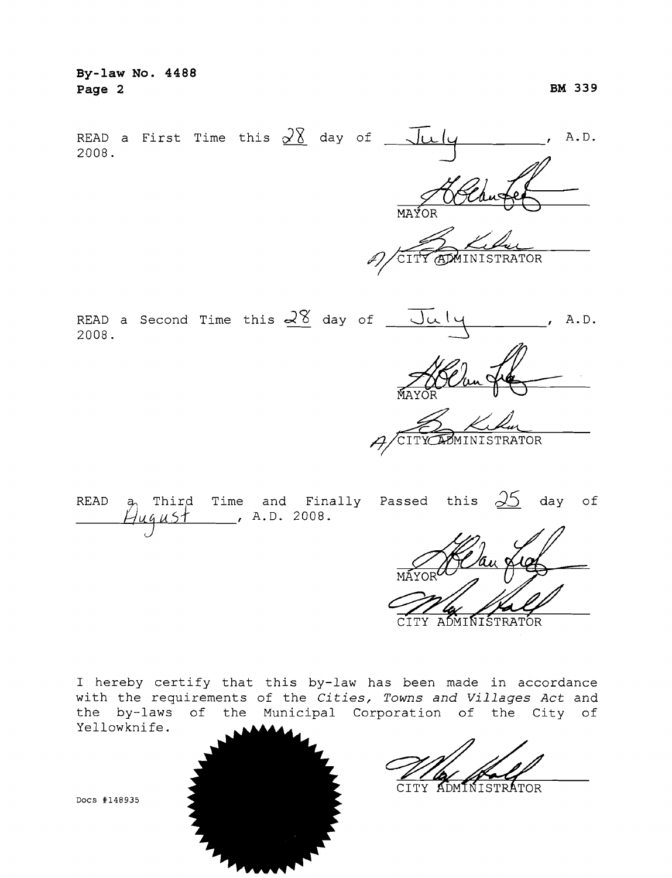**By-law No. 4488**

**BM 339**

READ a First Time this 28 day of July, A.D. 2008.

MAYOR

A/ CITY ADMINISTRATOR

READ a Second Time this 28 day of July, A.D. 2008.

MAYOR

A/ CITY ADMINISTRATOR

READ a Third Time and Finally Passed this 25 day of August, A.D. 2008.

MAYOR

CITY ADMINISTRATOR

I hereby certify that this by-law has been made in accordance with the requirements of the *Cities, Towns and Villages Act* and the by-laws of the Municipal Corporation of the City of Yellowknife.

CITY ADMINISTRATOR

Docs #148935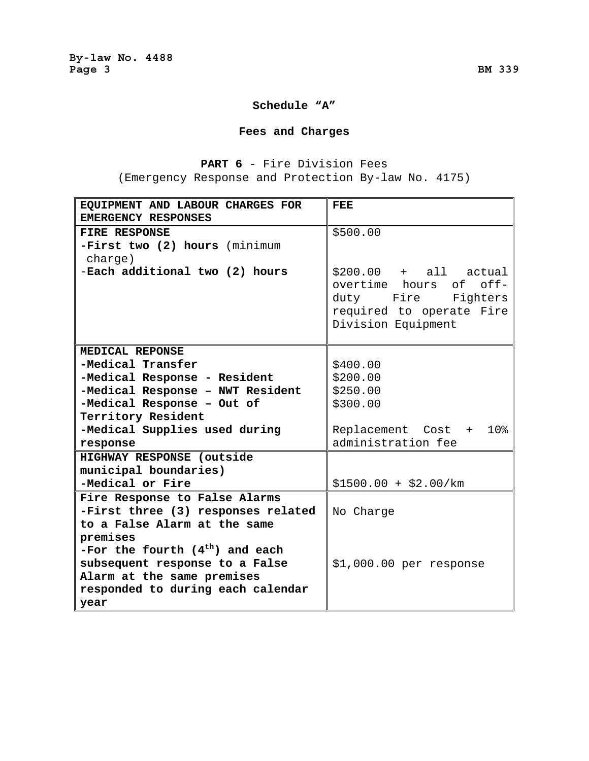## Schedule "A"

## Fees and Charges

**PART 6** - Fire Division Fees
(Emergency Response and Protection By-law No. 4175)

| EQUIPMENT AND LABOUR CHARGES FOR EMERGENCY RESPONSES | FEE |
|---|---|
| **FIRE RESPONSE**<br>**-First two (2) hours** (minimum charge)<br>-**Each additional two (2) hours** | $500.00<br><br>$200.00 + all actual overtime hours of off-duty Fire Fighters required to operate Fire Division Equipment |
| **MEDICAL REPONSE**<br>**-Medical Transfer**<br>**-Medical Response - Resident**<br>**-Medical Response – NWT Resident**<br>**-Medical Response – Out of Territory Resident**<br>**-Medical Supplies used during response** | <br>$400.00<br>$200.00<br>$250.00<br>$300.00<br><br>Replacement Cost + 10% administration fee |
| **HIGHWAY RESPONSE (outside municipal boundaries)**<br>**-Medical or Fire** | <br>$1500.00 + $2.00/km |
| **Fire Response to False Alarms**<br>**-First three (3) responses related to a False Alarm at the same premises**<br>**-For the fourth (4th) and each subsequent response to a False Alarm at the same premises responded to during each calendar year** | <br>No Charge<br><br>$1,000.00 per response |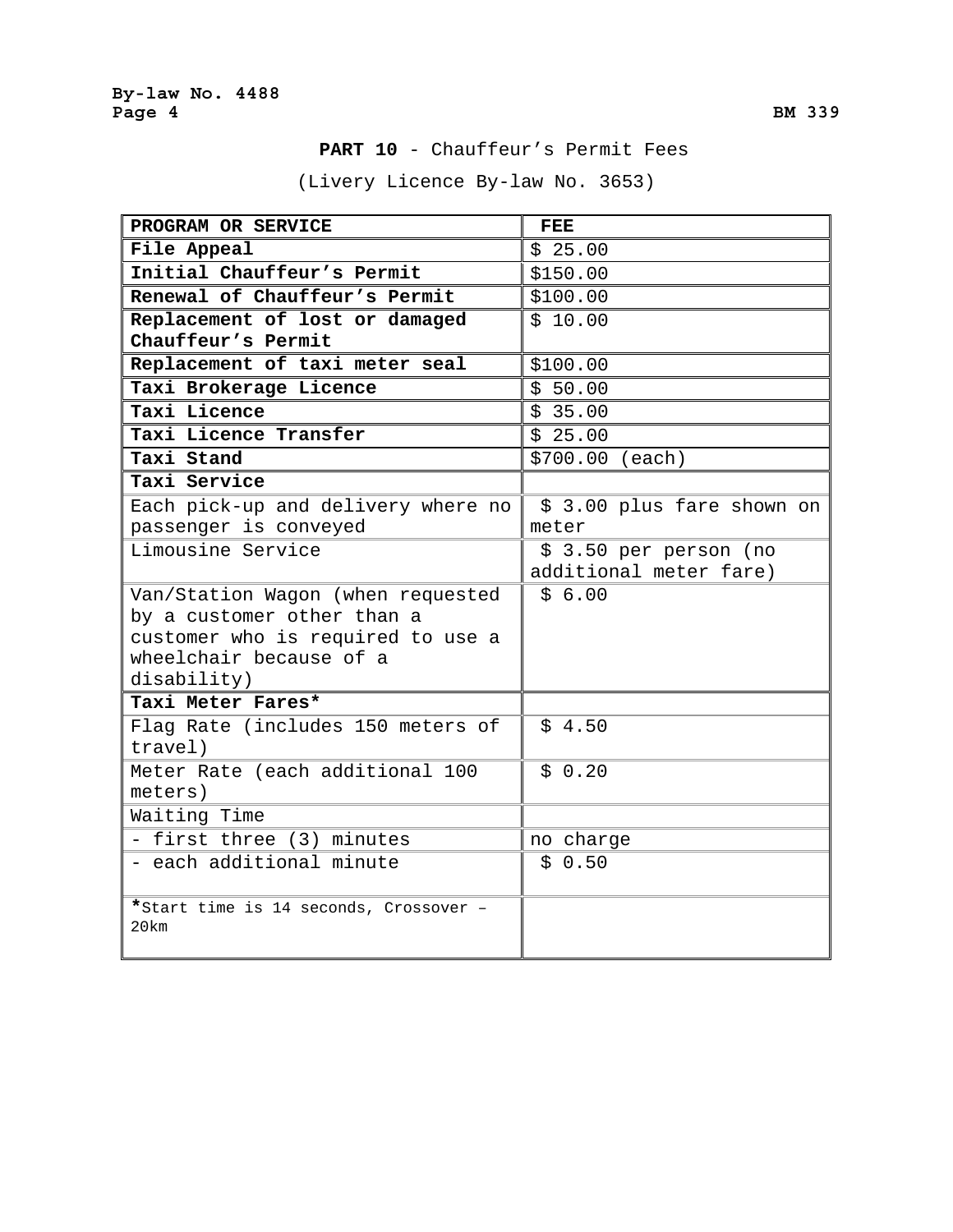**PART 10** - Chauffeur’s Permit Fees

(Livery Licence By-law No. 3653)

| PROGRAM OR SERVICE | FEE |
|---|---|
| **File Appeal** | $ 25.00 |
| **Initial Chauffeur’s Permit** | $150.00 |
| **Renewal of Chauffeur’s Permit** | $100.00 |
| **Replacement of lost or damaged Chauffeur’s Permit** | $ 10.00 |
| **Replacement of taxi meter seal** | $100.00 |
| **Taxi Brokerage Licence** | $ 50.00 |
| **Taxi Licence** | $ 35.00 |
| **Taxi Licence Transfer** | $ 25.00 |
| **Taxi Stand** | $700.00 (each) |
| **Taxi Service** | |
| Each pick-up and delivery where no passenger is conveyed | $ 3.00 plus fare shown on meter |
| Limousine Service | $ 3.50 per person (no additional meter fare) |
| Van/Station Wagon (when requested by a customer other than a customer who is required to use a wheelchair because of a disability) | $ 6.00 |
| **Taxi Meter Fares*** | |
| Flag Rate (includes 150 meters of travel) | $ 4.50 |
| Meter Rate (each additional 100 meters) | $ 0.20 |
| Waiting Time | |
| - first three (3) minutes | no charge |
| - each additional minute | $ 0.50 |
| *Start time is 14 seconds, Crossover – 20km | |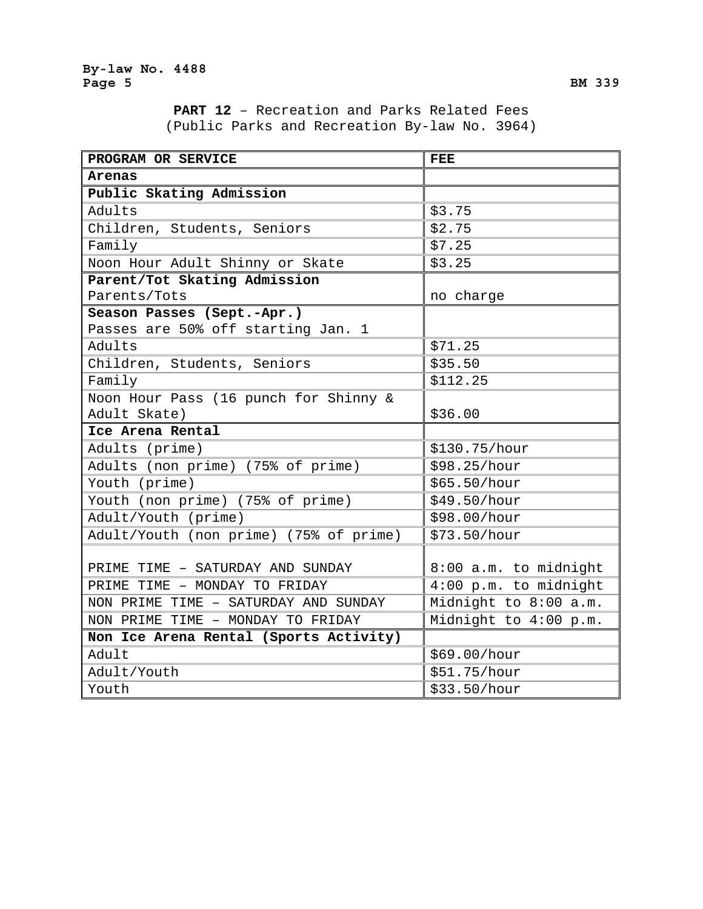**PART 12** – Recreation and Parks Related Fees
(Public Parks and Recreation By-law No. 3964)

| PROGRAM OR SERVICE | FEE |
|---|---|
| **Arenas** | |
| **Public Skating Admission** | |
| Adults | $3.75 |
| Children, Students, Seniors | $2.75 |
| Family | $7.25 |
| Noon Hour Adult Shinny or Skate | $3.25 |
| **Parent/Tot Skating Admission** Parents/Tots | no charge |
| **Season Passes (Sept.-Apr.)** Passes are 50% off starting Jan. 1 | |
| Adults | $71.25 |
| Children, Students, Seniors | $35.50 |
| Family | $112.25 |
| Noon Hour Pass (16 punch for Shinny & Adult Skate) | $36.00 |
| **Ice Arena Rental** | |
| Adults (prime) | $130.75/hour |
| Adults (non prime) (75% of prime) | $98.25/hour |
| Youth (prime) | $65.50/hour |
| Youth (non prime) (75% of prime) | $49.50/hour |
| Adult/Youth (prime) | $98.00/hour |
| Adult/Youth (non prime) (75% of prime) | $73.50/hour |
| PRIME TIME – SATURDAY AND SUNDAY | 8:00 a.m. to midnight |
| PRIME TIME – MONDAY TO FRIDAY | 4:00 p.m. to midnight |
| NON PRIME TIME – SATURDAY AND SUNDAY | Midnight to 8:00 a.m. |
| NON PRIME TIME – MONDAY TO FRIDAY | Midnight to 4:00 p.m. |
| **Non Ice Arena Rental (Sports Activity)** | |
| Adult | $69.00/hour |
| Adult/Youth | $51.75/hour |
| Youth | $33.50/hour |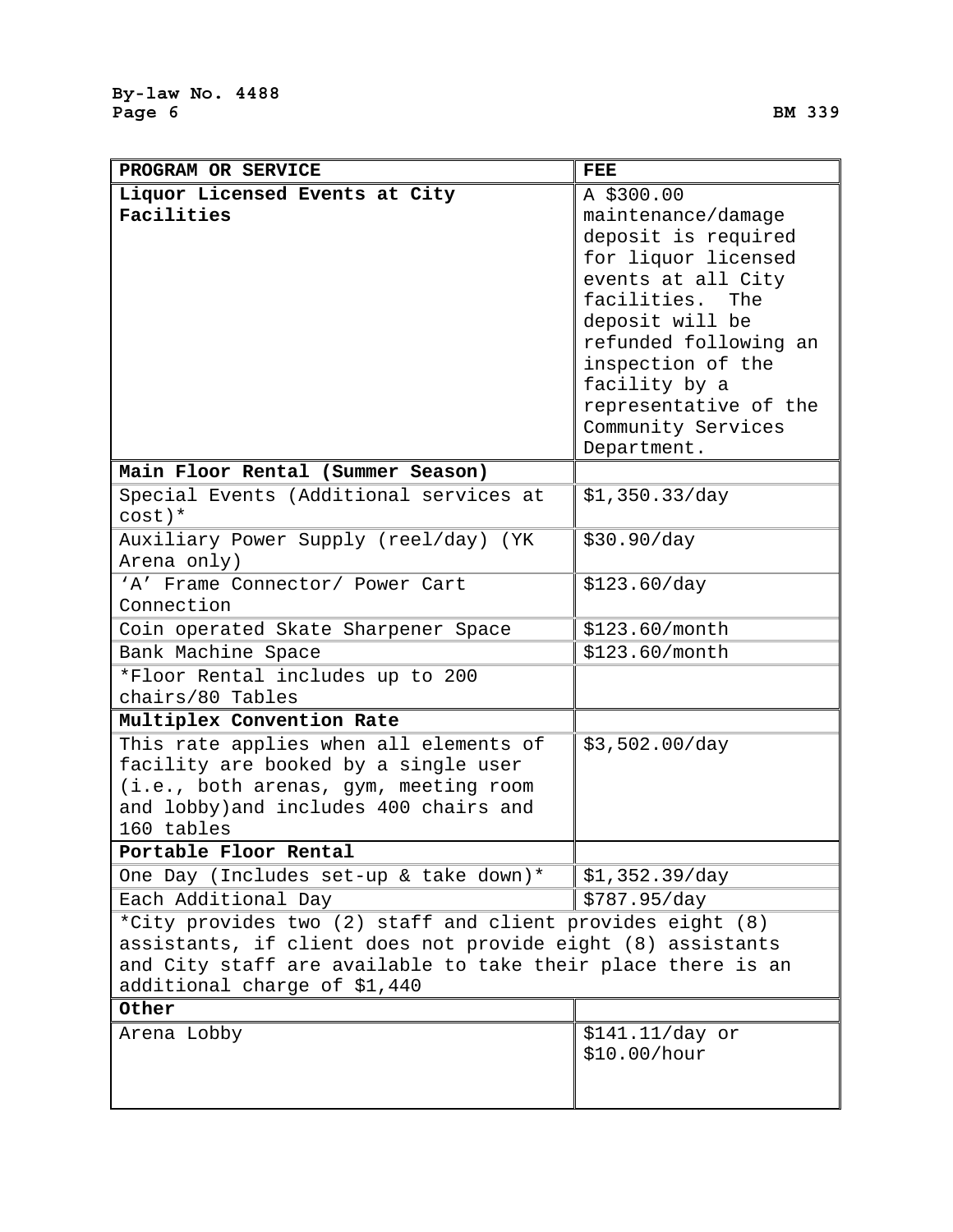| PROGRAM OR SERVICE | FEE |
|---|---|
| **Liquor Licensed Events at City Facilities** | A $300.00 maintenance/damage deposit is required for liquor licensed events at all City facilities. The deposit will be refunded following an inspection of the facility by a representative of the Community Services Department. |
| **Main Floor Rental (Summer Season)** | |
| Special Events (Additional services at cost)* | $1,350.33/day |
| Auxiliary Power Supply (reel/day) (YK Arena only) | $30.90/day |
| 'A' Frame Connector/ Power Cart Connection | $123.60/day |
| Coin operated Skate Sharpener Space | $123.60/month |
| Bank Machine Space | $123.60/month |
| *Floor Rental includes up to 200 chairs/80 Tables | |
| **Multiplex Convention Rate** | |
| This rate applies when all elements of facility are booked by a single user (i.e., both arenas, gym, meeting room and lobby)and includes 400 chairs and 160 tables | $3,502.00/day |
| **Portable Floor Rental** | |
| One Day (Includes set-up & take down)* | $1,352.39/day |
| Each Additional Day | $787.95/day |
| *City provides two (2) staff and client provides eight (8) assistants, if client does not provide eight (8) assistants and City staff are available to take their place there is an additional charge of $1,440 | |
| **Other** | |
| Arena Lobby | $141.11/day or $10.00/hour |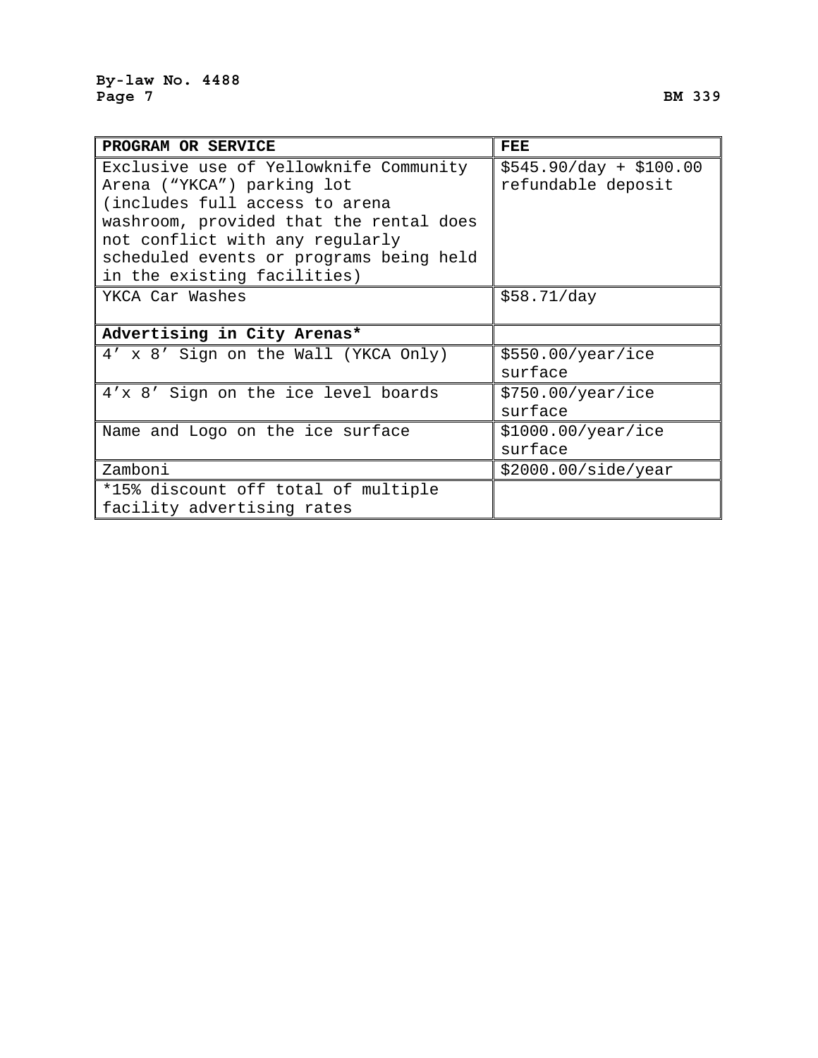| PROGRAM OR SERVICE | FEE |
|---|---|
| Exclusive use of Yellowknife Community Arena ("YKCA") parking lot (includes full access to arena washroom, provided that the rental does not conflict with any regularly scheduled events or programs being held in the existing facilities) | $545.90/day + $100.00 refundable deposit |
| YKCA Car Washes | $58.71/day |
| **Advertising in City Arenas*** | |
| 4' x 8' Sign on the Wall (YKCA Only) | $550.00/year/ice surface |
| 4'x 8' Sign on the ice level boards | $750.00/year/ice surface |
| Name and Logo on the ice surface | $1000.00/year/ice surface |
| Zamboni | $2000.00/side/year |
| *15% discount off total of multiple facility advertising rates | |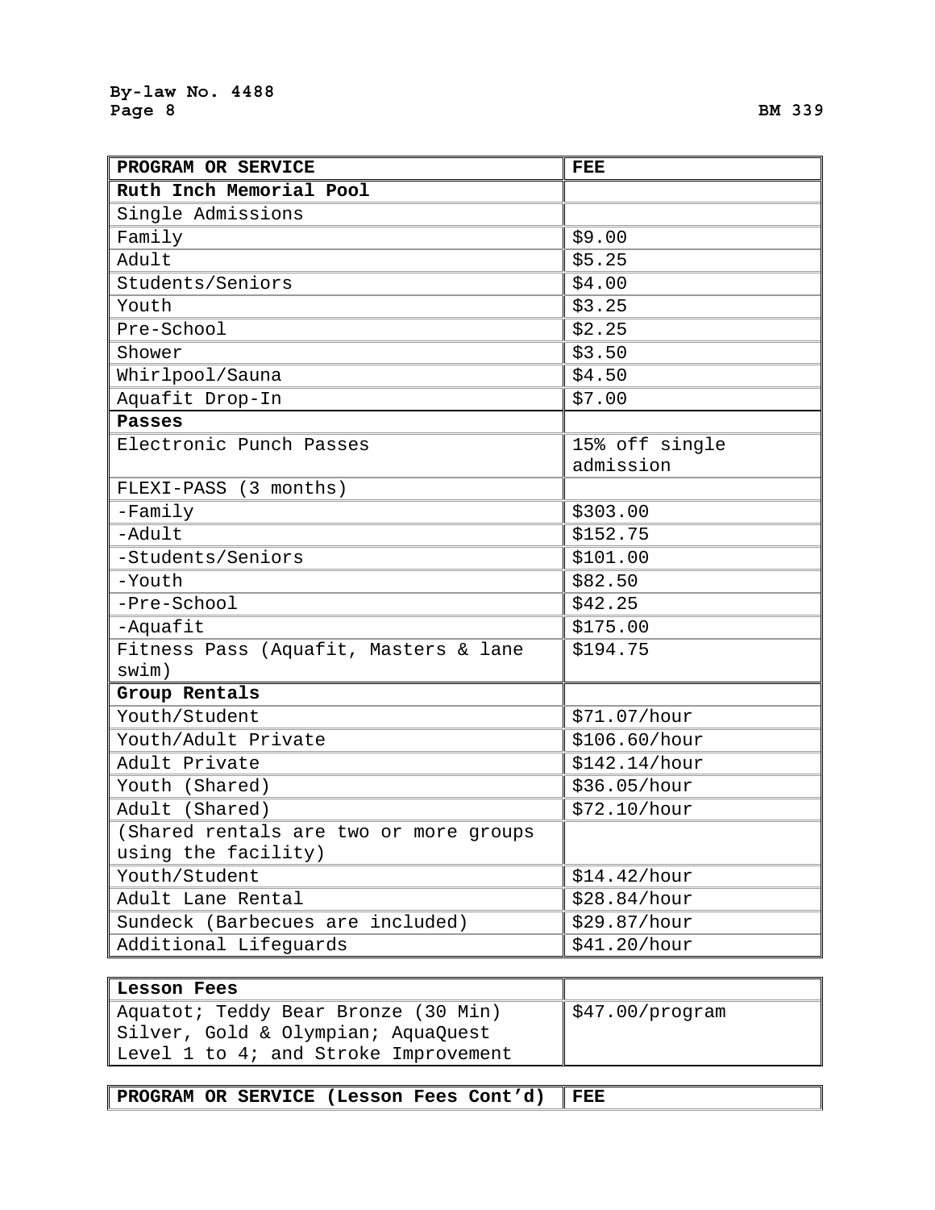| PROGRAM OR SERVICE | FEE |
| --- | --- |
| **Ruth Inch Memorial Pool** | |
| Single Admissions | |
| Family | $9.00 |
| Adult | $5.25 |
| Students/Seniors | $4.00 |
| Youth | $3.25 |
| Pre-School | $2.25 |
| Shower | $3.50 |
| Whirlpool/Sauna | $4.50 |
| Aquafit Drop-In | $7.00 |
| **Passes** | |
| Electronic Punch Passes | 15% off single admission |
| FLEXI-PASS (3 months) | |
| -Family | $303.00 |
| -Adult | $152.75 |
| -Students/Seniors | $101.00 |
| -Youth | $82.50 |
| -Pre-School | $42.25 |
| -Aquafit | $175.00 |
| Fitness Pass (Aquafit, Masters & lane swim) | $194.75 |
| **Group Rentals** | |
| Youth/Student | $71.07/hour |
| Youth/Adult Private | $106.60/hour |
| Adult Private | $142.14/hour |
| Youth (Shared) | $36.05/hour |
| Adult (Shared) | $72.10/hour |
| (Shared rentals are two or more groups using the facility) | |
| Youth/Student | $14.42/hour |
| Adult Lane Rental | $28.84/hour |
| Sundeck (Barbecues are included) | $29.87/hour |
| Additional Lifeguards | $41.20/hour |

| **Lesson Fees** | |
| --- | --- |
| Aquatot; Teddy Bear Bronze (30 Min) Silver, Gold & Olympian; AquaQuest Level 1 to 4; and Stroke Improvement | $47.00/program |

| PROGRAM OR SERVICE (Lesson Fees Cont'd) | FEE |
| --- | --- |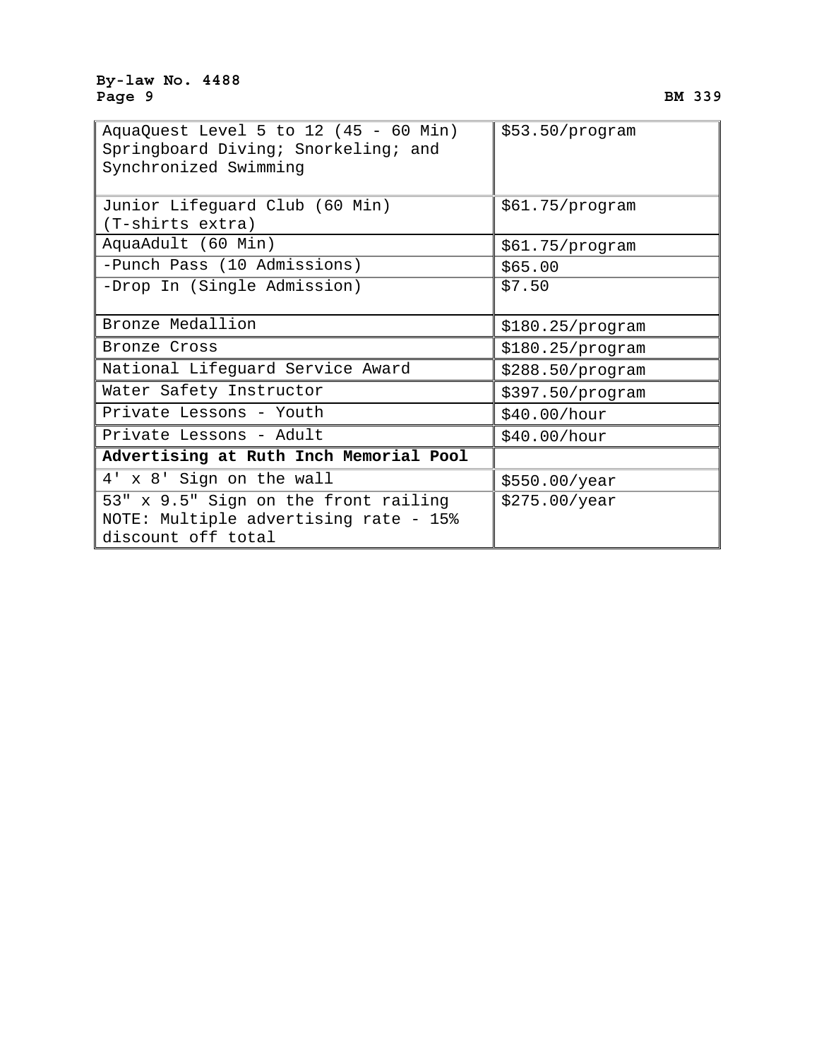| | |
|---|---|
| AquaQuest Level 5 to 12 (45 - 60 Min) Springboard Diving; Snorkeling; and Synchronized Swimming | $53.50/program |
| Junior Lifeguard Club (60 Min) (T-shirts extra) | $61.75/program |
| AquaAdult (60 Min) | $61.75/program |
| -Punch Pass (10 Admissions) | $65.00 |
| -Drop In (Single Admission) | $7.50 |
| Bronze Medallion | $180.25/program |
| Bronze Cross | $180.25/program |
| National Lifeguard Service Award | $288.50/program |
| Water Safety Instructor | $397.50/program |
| Private Lessons - Youth | $40.00/hour |
| Private Lessons - Adult | $40.00/hour |
| **Advertising at Ruth Inch Memorial Pool** | |
| 4' x 8' Sign on the wall | $550.00/year |
| 53" x 9.5" Sign on the front railing NOTE: Multiple advertising rate - 15% discount off total | $275.00/year |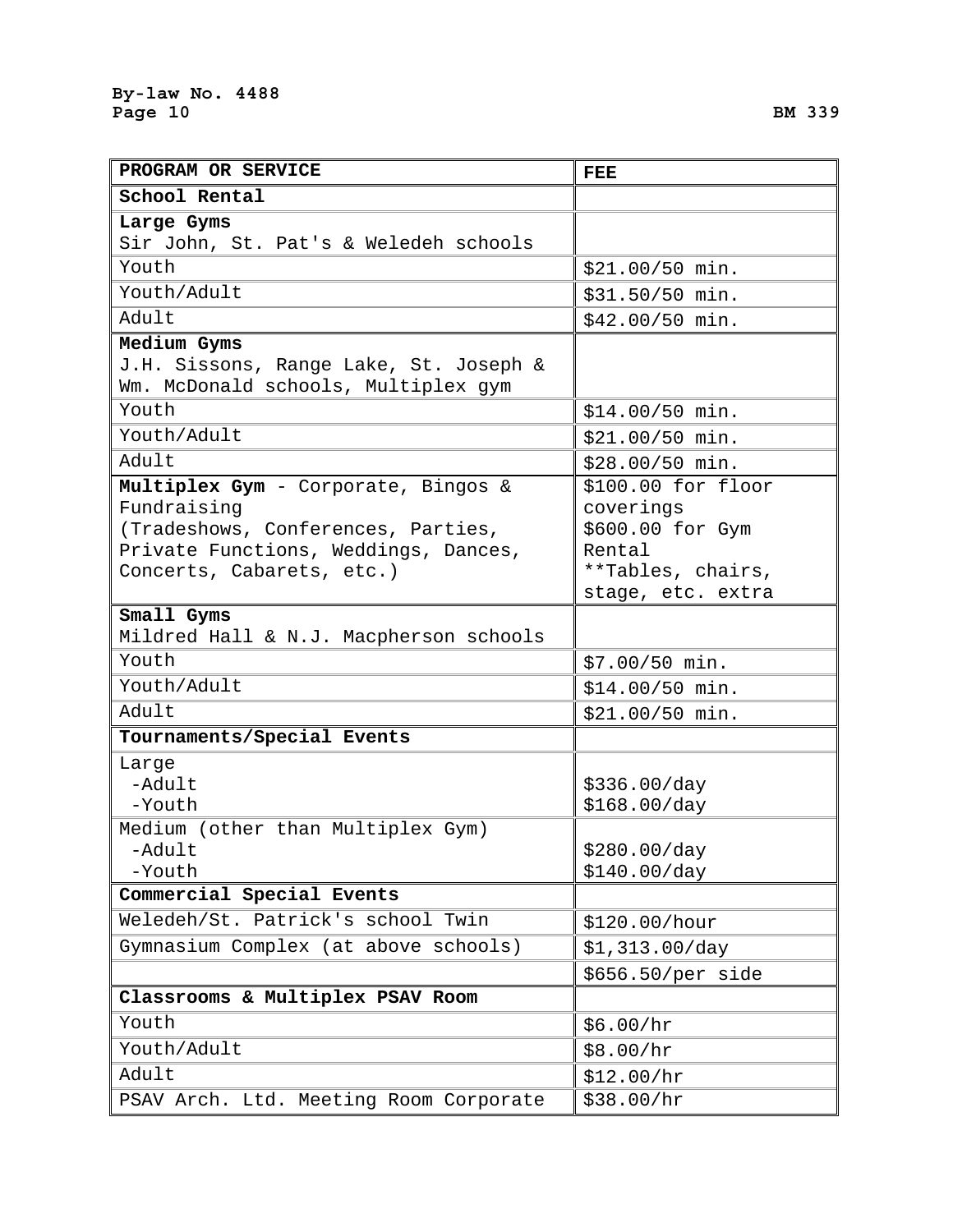| PROGRAM OR SERVICE | FEE |
|---|---|
| **School Rental** | |
| **Large Gyms**<br>Sir John, St. Pat's & Weledeh schools | |
| Youth | $21.00/50 min. |
| Youth/Adult | $31.50/50 min. |
| Adult | $42.00/50 min. |
| **Medium Gyms**<br>J.H. Sissons, Range Lake, St. Joseph & Wm. McDonald schools, Multiplex gym | |
| Youth | $14.00/50 min. |
| Youth/Adult | $21.00/50 min. |
| Adult | $28.00/50 min. |
| **Multiplex Gym** - Corporate, Bingos & Fundraising<br>(Tradeshows, Conferences, Parties, Private Functions, Weddings, Dances, Concerts, Cabarets, etc.) | $100.00 for floor coverings<br>$600.00 for Gym Rental<br>**Tables, chairs, stage, etc. extra |
| **Small Gyms**<br>Mildred Hall & N.J. Macpherson schools | |
| Youth | $7.00/50 min. |
| Youth/Adult | $14.00/50 min. |
| Adult | $21.00/50 min. |
| **Tournaments/Special Events** | |
| Large<br>-Adult<br>-Youth | <br>$336.00/day<br>$168.00/day |
| Medium (other than Multiplex Gym)<br>-Adult<br>-Youth | <br>$280.00/day<br>$140.00/day |
| **Commercial Special Events** | |
| Weledeh/St. Patrick's school Twin | $120.00/hour |
| Gymnasium Complex (at above schools) | $1,313.00/day |
| | $656.50/per side |
| **Classrooms & Multiplex PSAV Room** | |
| Youth | $6.00/hr |
| Youth/Adult | $8.00/hr |
| Adult | $12.00/hr |
| PSAV Arch. Ltd. Meeting Room Corporate | $38.00/hr |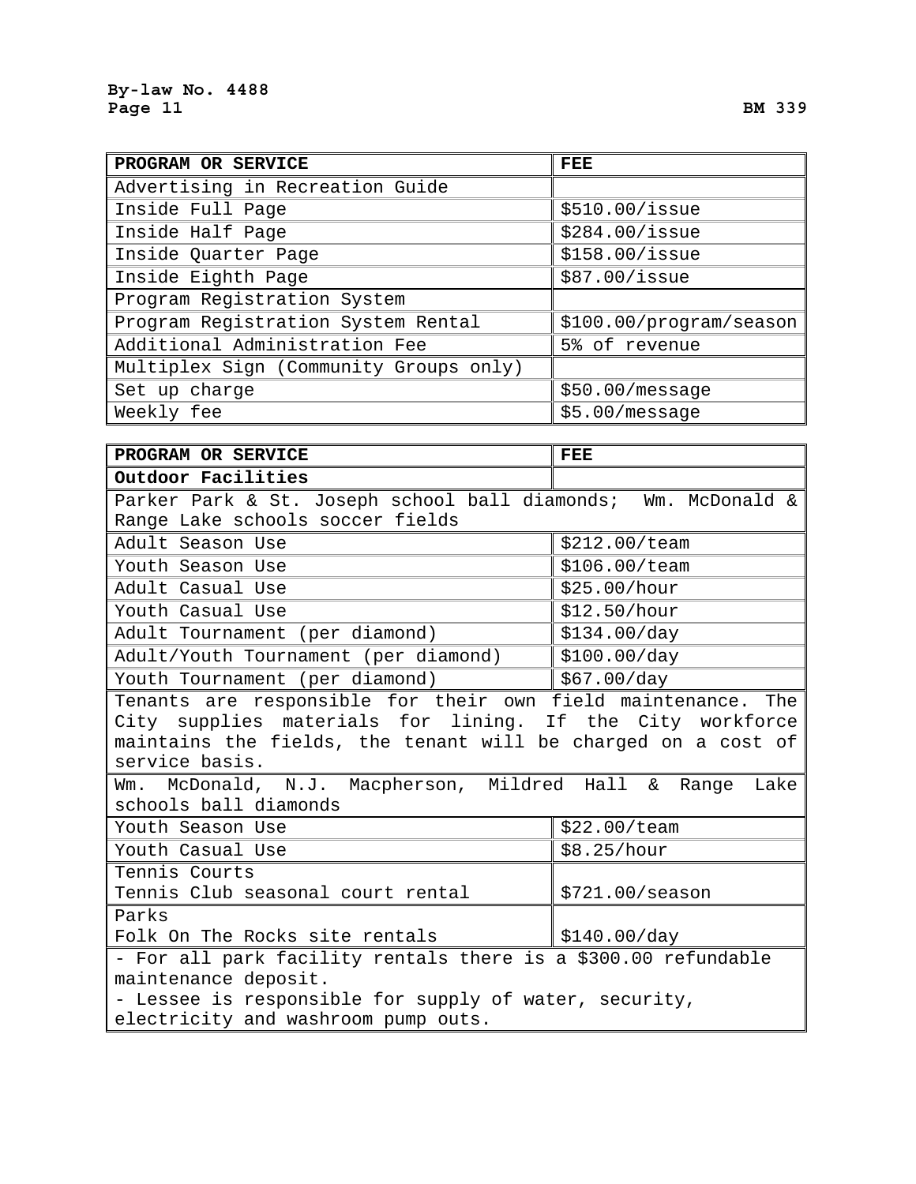| PROGRAM OR SERVICE | FEE |
|---|---|
| Advertising in Recreation Guide | |
| Inside Full Page | $510.00/issue |
| Inside Half Page | $284.00/issue |
| Inside Quarter Page | $158.00/issue |
| Inside Eighth Page | $87.00/issue |
| Program Registration System | |
| Program Registration System Rental | $100.00/program/season |
| Additional Administration Fee | 5% of revenue |
| Multiplex Sign (Community Groups only) | |
| Set up charge | $50.00/message |
| Weekly fee | $5.00/message |

| PROGRAM OR SERVICE | FEE |
|---|---|
| **Outdoor Facilities** | |
| Parker Park & St. Joseph school ball diamonds; Wm. McDonald & Range Lake schools soccer fields | |
| Adult Season Use | $212.00/team |
| Youth Season Use | $106.00/team |
| Adult Casual Use | $25.00/hour |
| Youth Casual Use | $12.50/hour |
| Adult Tournament (per diamond) | $134.00/day |
| Adult/Youth Tournament (per diamond) | $100.00/day |
| Youth Tournament (per diamond) | $67.00/day |
| Tenants are responsible for their own field maintenance. The City supplies materials for lining. If the City workforce maintains the fields, the tenant will be charged on a cost of service basis. | |
| Wm. McDonald, N.J. Macpherson, Mildred Hall & Range Lake schools ball diamonds | |
| Youth Season Use | $22.00/team |
| Youth Casual Use | $8.25/hour |
| Tennis Courts<br>Tennis Club seasonal court rental | $721.00/season |
| Parks<br>Folk On The Rocks site rentals | $140.00/day |
| - For all park facility rentals there is a $300.00 refundable maintenance deposit.<br>- Lessee is responsible for supply of water, security, electricity and washroom pump outs. | |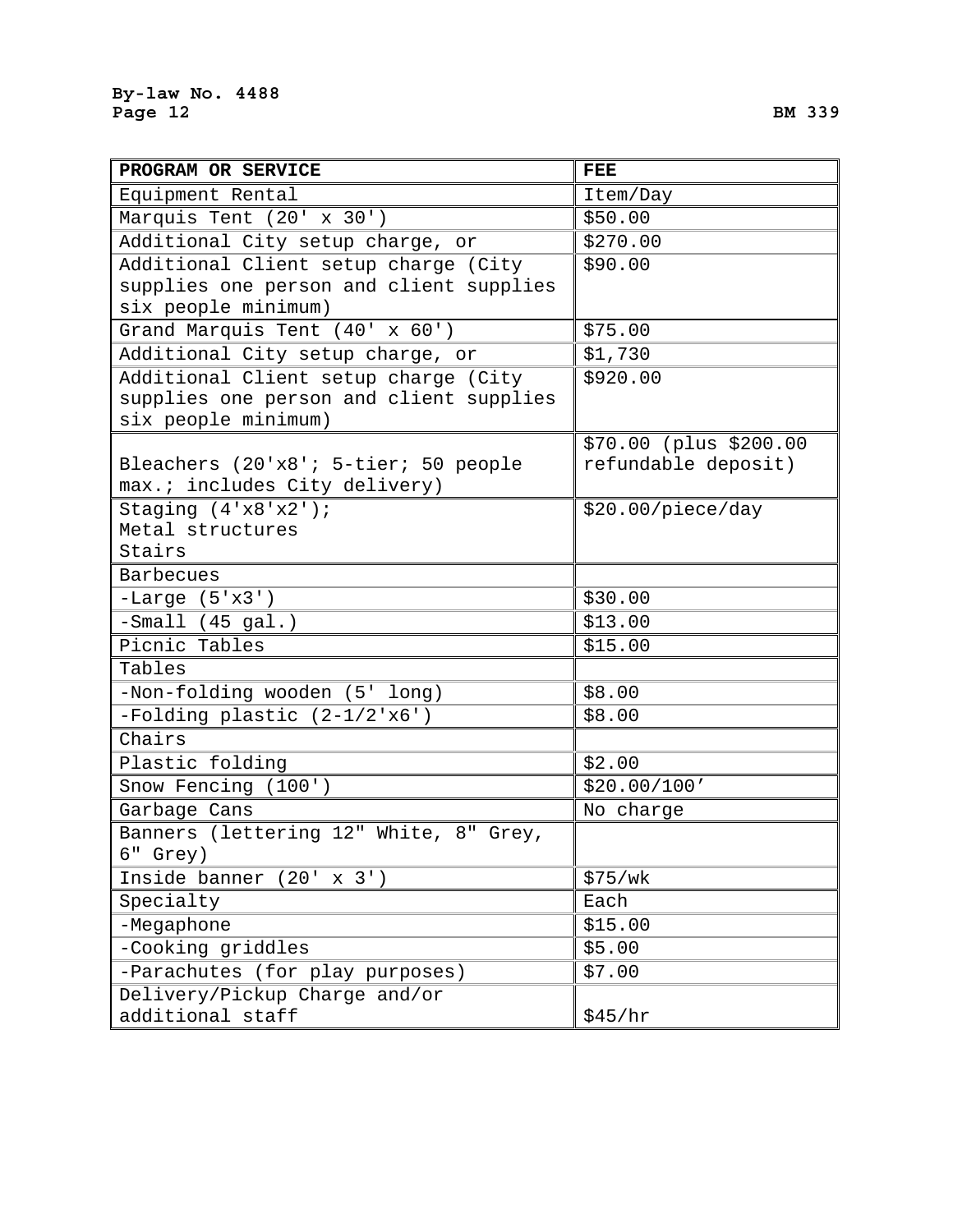| PROGRAM OR SERVICE | FEE |
|---|---|
| Equipment Rental | Item/Day |
| Marquis Tent (20' x 30') | $50.00 |
| Additional City setup charge, or | $270.00 |
| Additional Client setup charge (City supplies one person and client supplies six people minimum) | $90.00 |
| Grand Marquis Tent (40' x 60') | $75.00 |
| Additional City setup charge, or | $1,730 |
| Additional Client setup charge (City supplies one person and client supplies six people minimum) | $920.00 |
| Bleachers (20'x8'; 5-tier; 50 people max.; includes City delivery) | $70.00 (plus $200.00 refundable deposit) |
| Staging (4'x8'x2'); Metal structures Stairs | $20.00/piece/day |
| Barbecues | |
| -Large (5'x3') | $30.00 |
| -Small (45 gal.) | $13.00 |
| Picnic Tables | $15.00 |
| Tables | |
| -Non-folding wooden (5' long) | $8.00 |
| -Folding plastic (2-1/2'x6') | $8.00 |
| Chairs | |
| Plastic folding | $2.00 |
| Snow Fencing (100') | $20.00/100' |
| Garbage Cans | No charge |
| Banners (lettering 12" White, 8" Grey, 6" Grey) | |
| Inside banner (20' x 3') | $75/wk |
| Specialty | Each |
| -Megaphone | $15.00 |
| -Cooking griddles | $5.00 |
| -Parachutes (for play purposes) | $7.00 |
| Delivery/Pickup Charge and/or additional staff | $45/hr |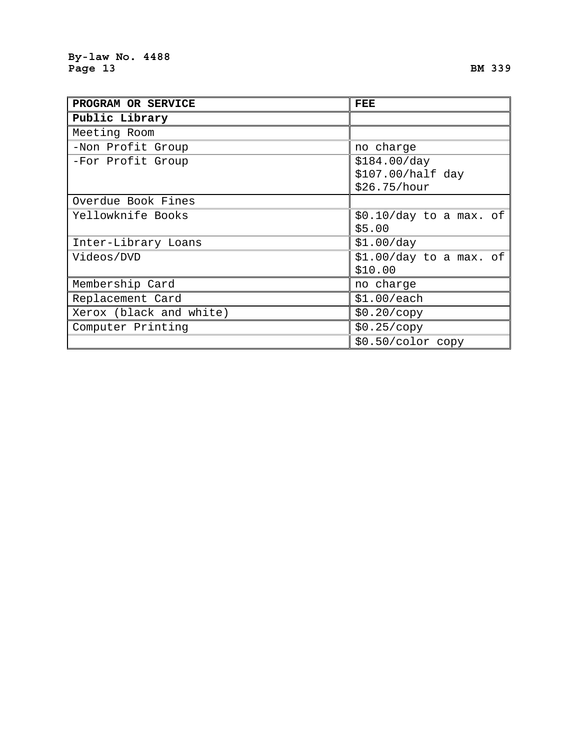| PROGRAM OR SERVICE | FEE |
|---|---|
| **Public Library** | |
| Meeting Room | |
| -Non Profit Group | no charge |
| -For Profit Group | $184.00/day<br>$107.00/half day<br>$26.75/hour |
| Overdue Book Fines | |
| Yellowknife Books | $0.10/day to a max. of $5.00 |
| Inter-Library Loans | $1.00/day |
| Videos/DVD | $1.00/day to a max. of $10.00 |
| Membership Card | no charge |
| Replacement Card | $1.00/each |
| Xerox (black and white) | $0.20/copy |
| Computer Printing | $0.25/copy |
| | $0.50/color copy |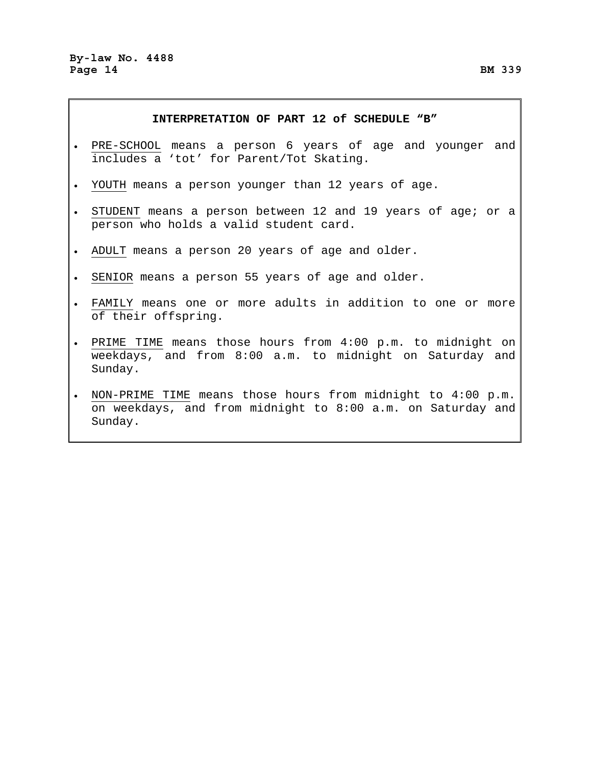## INTERPRETATION OF PART 12 of SCHEDULE "B"

- PRE-SCHOOL means a person 6 years of age and younger and includes a 'tot' for Parent/Tot Skating.
- YOUTH means a person younger than 12 years of age.
- STUDENT means a person between 12 and 19 years of age; or a person who holds a valid student card.
- ADULT means a person 20 years of age and older.
- SENIOR means a person 55 years of age and older.
- FAMILY means one or more adults in addition to one or more of their offspring.
- PRIME TIME means those hours from 4:00 p.m. to midnight on weekdays, and from 8:00 a.m. to midnight on Saturday and Sunday.
- NON-PRIME TIME means those hours from midnight to 4:00 p.m. on weekdays, and from midnight to 8:00 a.m. on Saturday and Sunday.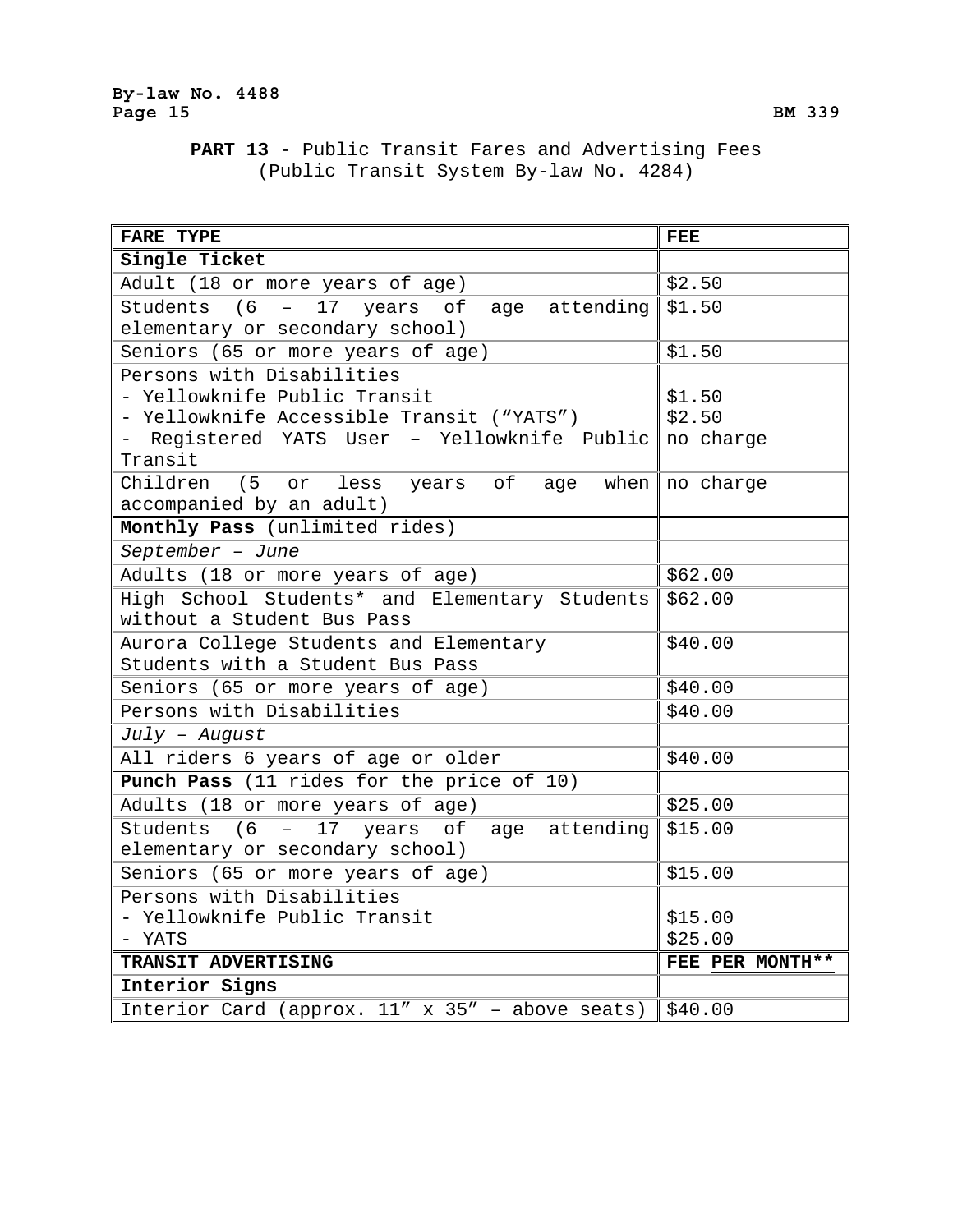**PART 13** - Public Transit Fares and Advertising Fees
(Public Transit System By-law No. 4284)

| FARE TYPE | FEE |
|---|---|
| **Single Ticket** | |
| Adult (18 or more years of age) | $2.50 |
| Students (6 – 17 years of age attending elementary or secondary school) | $1.50 |
| Seniors (65 or more years of age) | $1.50 |
| Persons with Disabilities<br>- Yellowknife Public Transit<br>- Yellowknife Accessible Transit (“YATS”)<br>- Registered YATS User – Yellowknife Public Transit | <br>$1.50<br>$2.50<br>no charge |
| Children (5 or less years of age when accompanied by an adult) | no charge |
| **Monthly Pass** (unlimited rides) | |
| *September – June* | |
| Adults (18 or more years of age) | $62.00 |
| High School Students* and Elementary Students without a Student Bus Pass | $62.00 |
| Aurora College Students and Elementary Students with a Student Bus Pass | $40.00 |
| Seniors (65 or more years of age) | $40.00 |
| Persons with Disabilities | $40.00 |
| *July – August* | |
| All riders 6 years of age or older | $40.00 |
| **Punch Pass** (11 rides for the price of 10) | |
| Adults (18 or more years of age) | $25.00 |
| Students (6 – 17 years of age attending elementary or secondary school) | $15.00 |
| Seniors (65 or more years of age) | $15.00 |
| Persons with Disabilities<br>- Yellowknife Public Transit<br>- YATS | <br>$15.00<br>$25.00 |
| **TRANSIT ADVERTISING** | **FEE PER MONTH**** |
| **Interior Signs** | |
| Interior Card (approx. 11” x 35” – above seats) | $40.00 |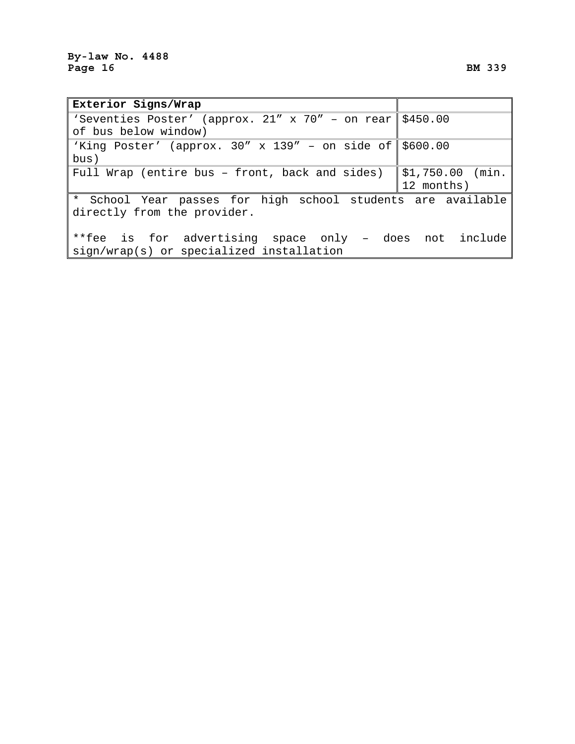| Exterior Signs/Wrap | |
|---|---|
| 'Seventies Poster' (approx. 21" x 70" – on rear of bus below window) | $450.00 |
| 'King Poster' (approx. 30" x 139" – on side of bus) | $600.00 |
| Full Wrap (entire bus – front, back and sides) | $1,750.00 (min. 12 months) |

\* School Year passes for high school students are available directly from the provider.

**fee is for advertising space only – does not include sign/wrap(s) or specialized installation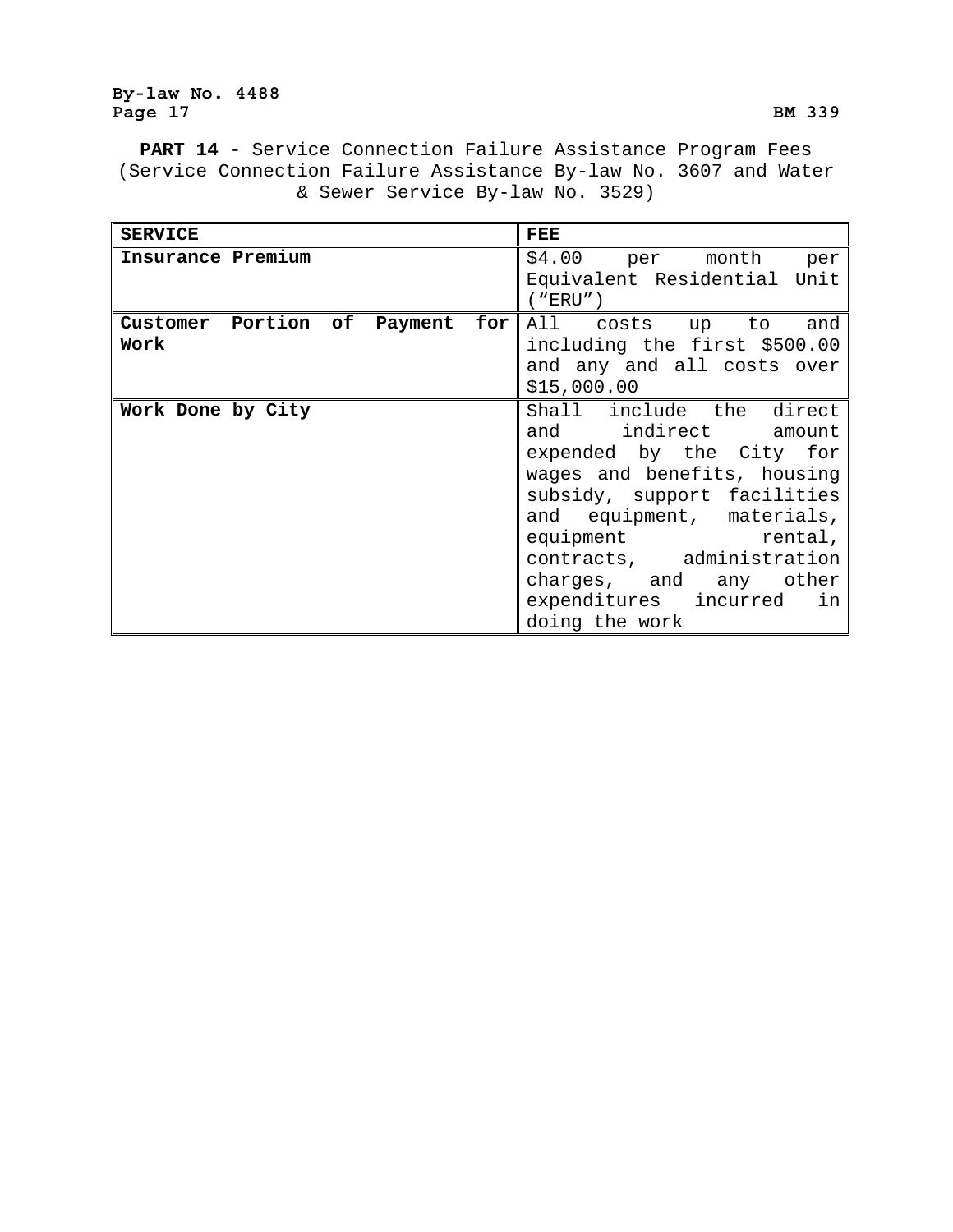**PART 14** - Service Connection Failure Assistance Program Fees (Service Connection Failure Assistance By-law No. 3607 and Water & Sewer Service By-law No. 3529)

| SERVICE | FEE |
|---|---|
| **Insurance Premium** | $4.00 per month per Equivalent Residential Unit (“ERU”) |
| **Customer Portion of Payment for Work** | All costs up to and including the first $500.00 and any and all costs over $15,000.00 |
| **Work Done by City** | Shall include the direct and indirect amount expended by the City for wages and benefits, housing subsidy, support facilities and equipment, materials, equipment rental, contracts, administration charges, and any other expenditures incurred in doing the work |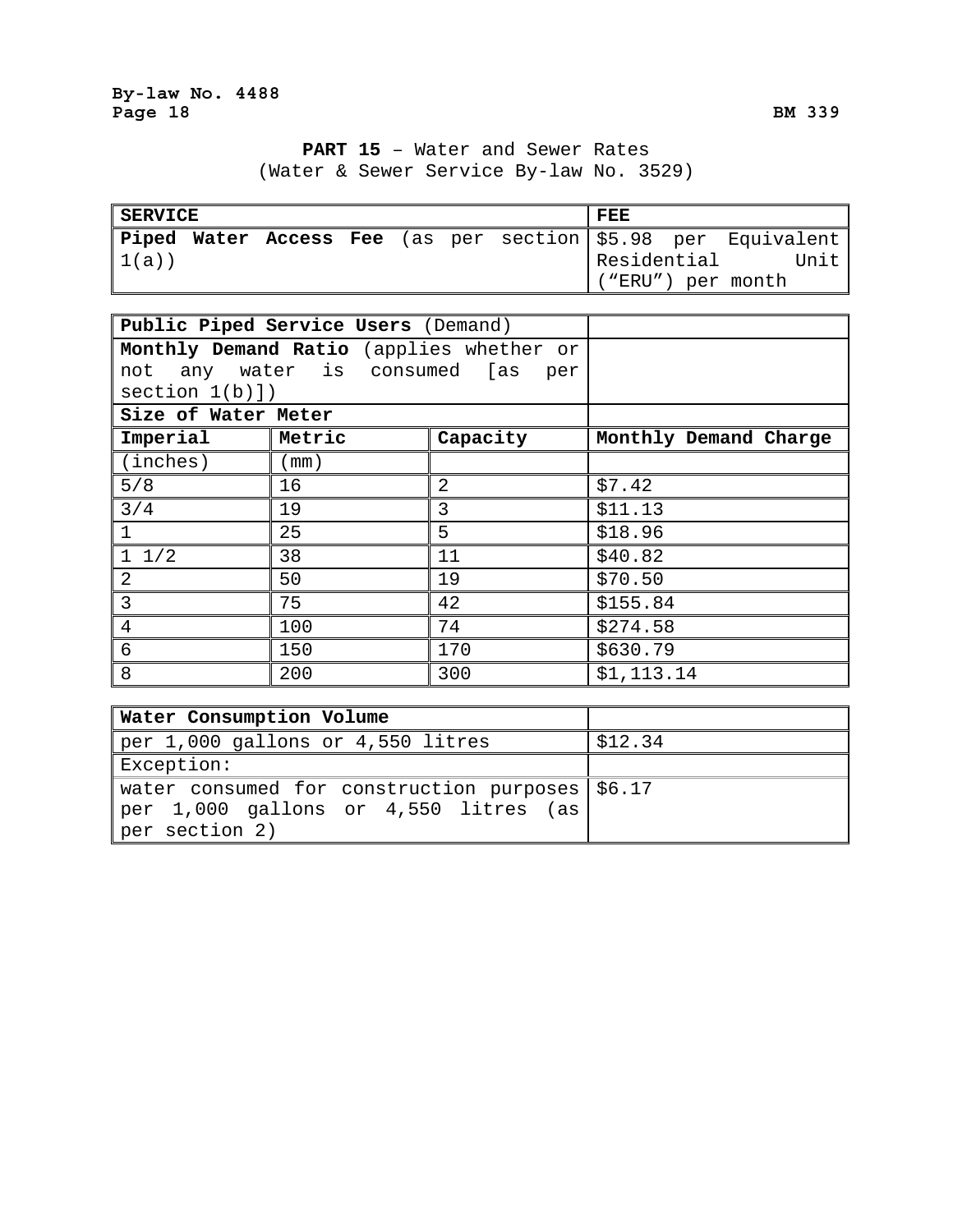**PART 15** – Water and Sewer Rates
(Water & Sewer Service By-law No. 3529)

| **SERVICE** | **FEE** |
|---|---|
| **Piped Water Access Fee** (as per section 1(a)) | $5.98 per Equivalent Residential Unit (“ERU”) per month |

| **Public Piped Service Users** (Demand) | | | |
|---|---|---|---|
| **Monthly Demand Ratio** (applies whether or not any water is consumed [as per section 1(b)]) | | | |
| **Size of Water Meter** | | | |
| **Imperial** | **Metric** | **Capacity** | **Monthly Demand Charge** |
| (inches) | (mm) | | |
| 5/8 | 16 | 2 | $7.42 |
| 3/4 | 19 | 3 | $11.13 |
| 1 | 25 | 5 | $18.96 |
| 1 1/2 | 38 | 11 | $40.82 |
| 2 | 50 | 19 | $70.50 |
| 3 | 75 | 42 | $155.84 |
| 4 | 100 | 74 | $274.58 |
| 6 | 150 | 170 | $630.79 |
| 8 | 200 | 300 | $1,113.14 |

| **Water Consumption Volume** | |
|---|---|
| per 1,000 gallons or 4,550 litres | $12.34 |
| Exception: | |
| water consumed for construction purposes per 1,000 gallons or 4,550 litres (as per section 2) | $6.17 |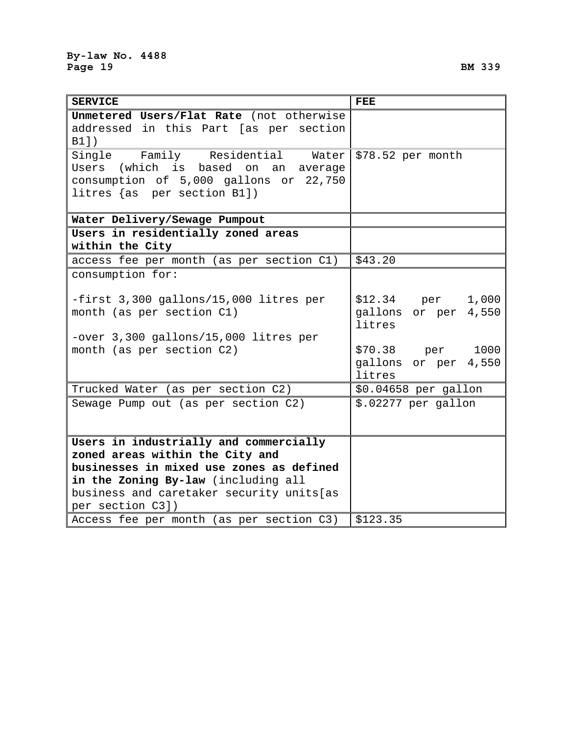| SERVICE | FEE |
|---|---|
| **Unmetered Users/Flat Rate** (not otherwise addressed in this Part [as per section B1]) | |
| Single Family Residential Water Users (which is based on an average consumption of 5,000 gallons or 22,750 litres {as per section B1]) | $78.52 per month |
| **Water Delivery/Sewage Pumpout** | |
| **Users in residentially zoned areas within the City** | |
| access fee per month (as per section C1) | $43.20 |
| consumption for:<br><br>-first 3,300 gallons/15,000 litres per month (as per section C1)<br><br>-over 3,300 gallons/15,000 litres per month (as per section C2) | <br><br>$12.34 per 1,000 gallons or per 4,550 litres<br><br>$70.38 per 1000 gallons or per 4,550 litres |
| Trucked Water (as per section C2) | $0.04658 per gallon |
| Sewage Pump out (as per section C2) | $.02277 per gallon |
| **Users in industrially and commercially zoned areas within the City and businesses in mixed use zones as defined in the Zoning By-law** (including all business and caretaker security units[as per section C3]) | |
| Access fee per month (as per section C3) | $123.35 |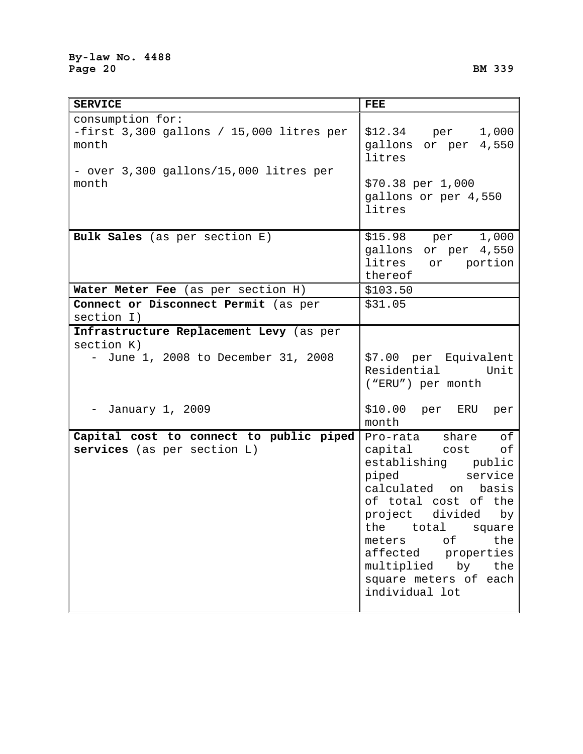| SERVICE | FEE |
| --- | --- |
| consumption for:<br>-first 3,300 gallons / 15,000 litres per month<br><br>- over 3,300 gallons/15,000 litres per month | <br>$12.34 per 1,000 gallons or per 4,550 litres<br><br>$70.38 per 1,000 gallons or per 4,550 litres |
| **Bulk Sales** (as per section E) | $15.98 per 1,000 gallons or per 4,550 litres or portion thereof |
| **Water Meter Fee** (as per section H) | $103.50 |
| **Connect or Disconnect Permit** (as per section I) | $31.05 |
| **Infrastructure Replacement Levy** (as per section K)<br>- June 1, 2008 to December 31, 2008<br><br>- January 1, 2009 | <br>$7.00 per Equivalent Residential Unit ("ERU") per month<br><br>$10.00 per ERU per month |
| **Capital cost to connect to public piped services** (as per section L) | Pro-rata share of capital cost of establishing public piped service calculated on basis of total cost of the project divided by the total square meters of the affected properties multiplied by the square meters of each individual lot |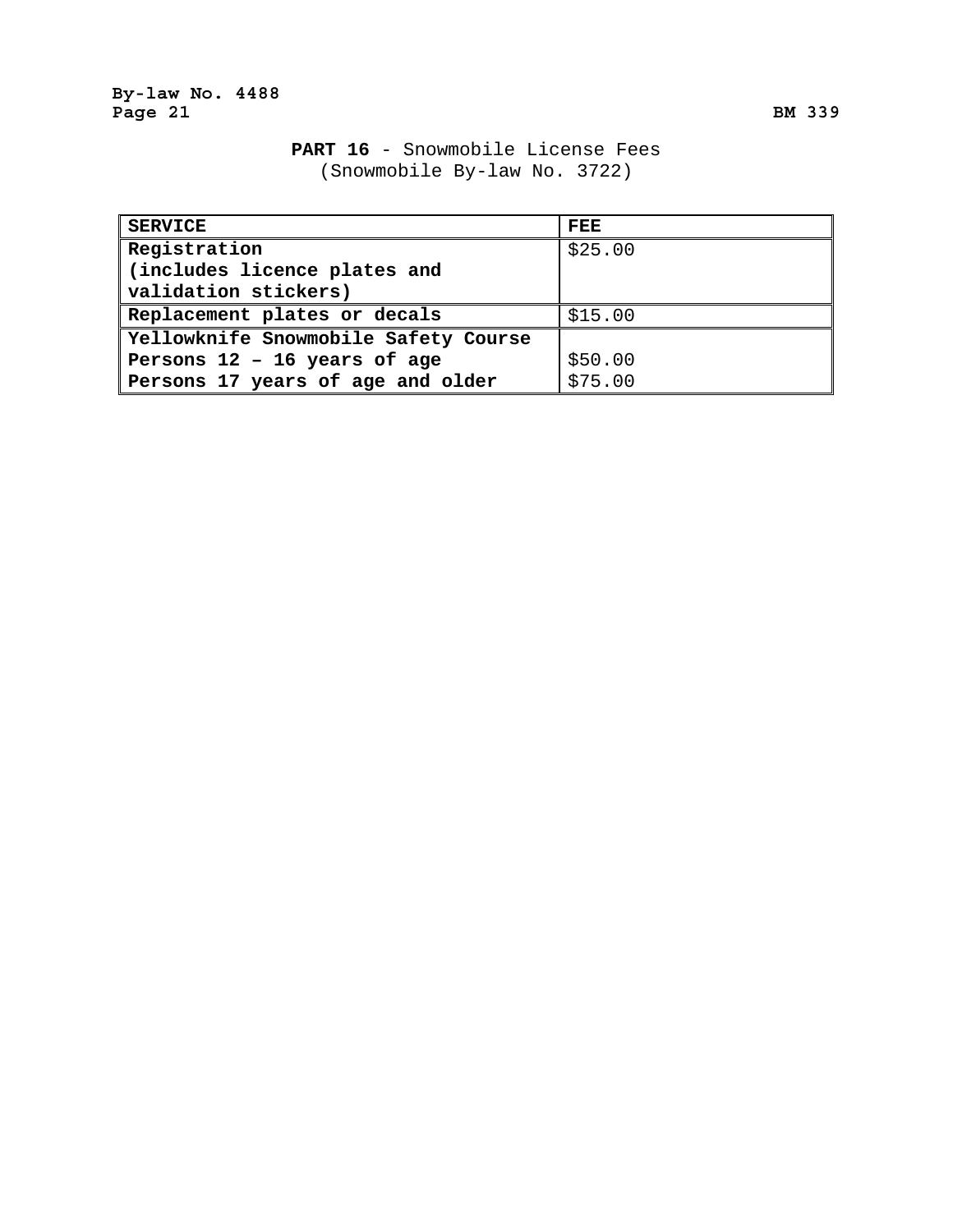**PART 16** - Snowmobile License Fees
(Snowmobile By-law No. 3722)

| SERVICE | FEE |
|---|---|
| **Registration (includes licence plates and validation stickers)** | $25.00 |
| **Replacement plates or decals** | $15.00 |
| **Yellowknife Snowmobile Safety Course** | |
| **Persons 12 – 16 years of age** | $50.00 |
| **Persons 17 years of age and older** | $75.00 |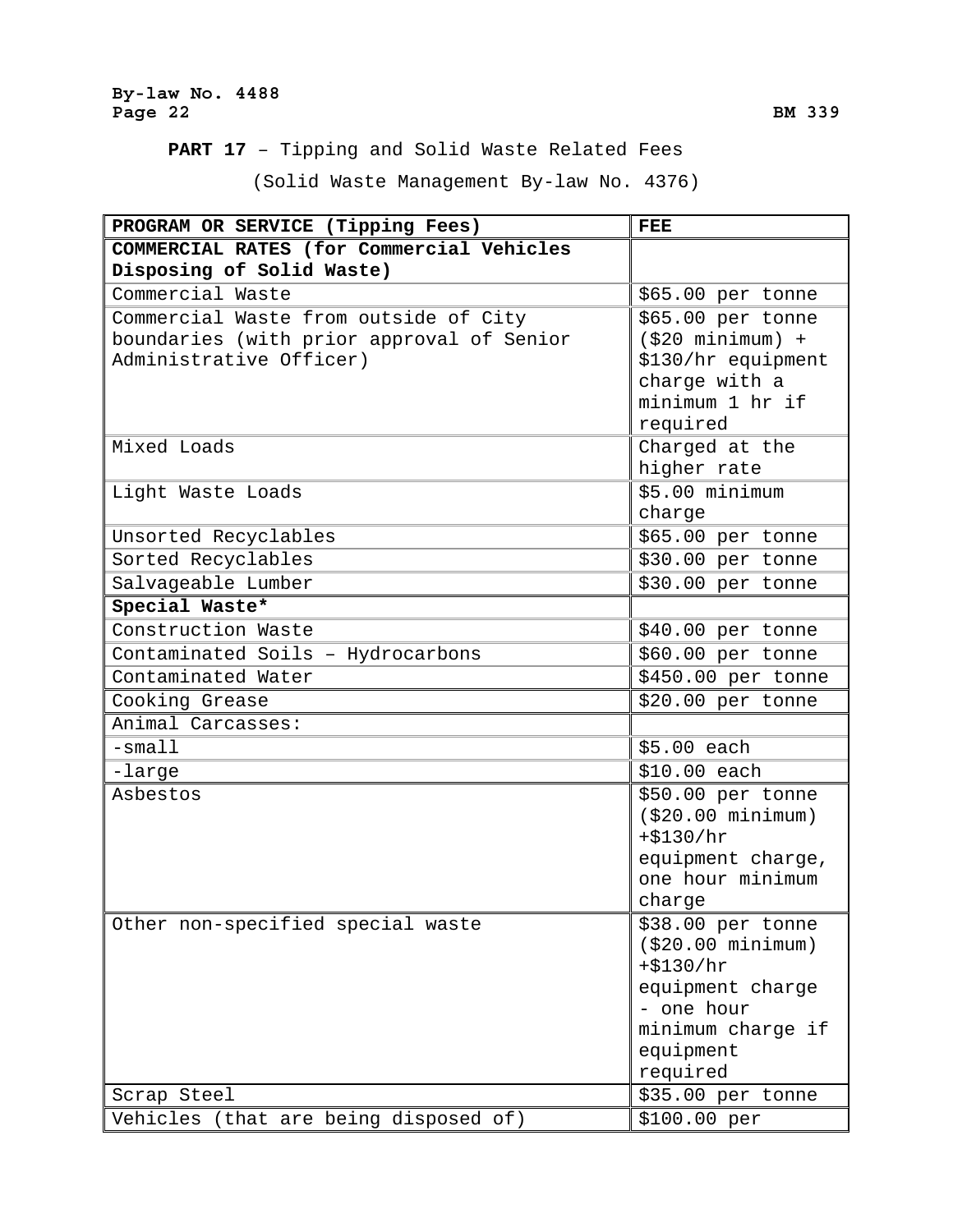**PART 17** – Tipping and Solid Waste Related Fees

(Solid Waste Management By-law No. 4376)

| PROGRAM OR SERVICE (Tipping Fees) | FEE |
|---|---|
| **COMMERCIAL RATES (for Commercial Vehicles Disposing of Solid Waste)** | |
| Commercial Waste | $65.00 per tonne |
| Commercial Waste from outside of City boundaries (with prior approval of Senior Administrative Officer) | $65.00 per tonne ($20 minimum) + $130/hr equipment charge with a minimum 1 hr if required |
| Mixed Loads | Charged at the higher rate |
| Light Waste Loads | $5.00 minimum charge |
| Unsorted Recyclables | $65.00 per tonne |
| Sorted Recyclables | $30.00 per tonne |
| Salvageable Lumber | $30.00 per tonne |
| **Special Waste*** | |
| Construction Waste | $40.00 per tonne |
| Contaminated Soils – Hydrocarbons | $60.00 per tonne |
| Contaminated Water | $450.00 per tonne |
| Cooking Grease | $20.00 per tonne |
| Animal Carcasses: | |
| -small | $5.00 each |
| -large | $10.00 each |
| Asbestos | $50.00 per tonne ($20.00 minimum) +$130/hr equipment charge, one hour minimum charge |
| Other non-specified special waste | $38.00 per tonne ($20.00 minimum) +$130/hr equipment charge - one hour minimum charge if equipment required |
| Scrap Steel | $35.00 per tonne |
| Vehicles (that are being disposed of) | $100.00 per |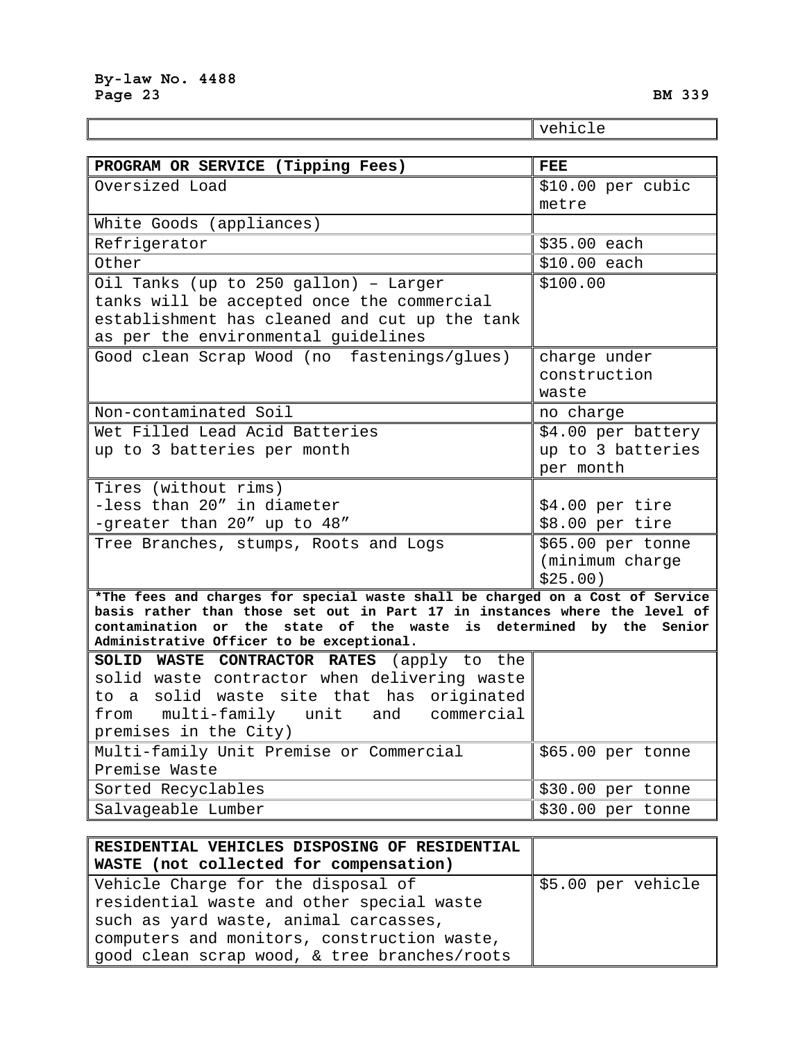| | vehicle |
|---|---|

| PROGRAM OR SERVICE (Tipping Fees) | FEE |
|---|---|
| Oversized Load | $10.00 per cubic metre |
| White Goods (appliances) | |
| Refrigerator | $35.00 each |
| Other | $10.00 each |
| Oil Tanks (up to 250 gallon) – Larger tanks will be accepted once the commercial establishment has cleaned and cut up the tank as per the environmental guidelines | $100.00 |
| Good clean Scrap Wood (no fastenings/glues) | charge under construction waste |
| Non-contaminated Soil | no charge |
| Wet Filled Lead Acid Batteries up to 3 batteries per month | $4.00 per battery up to 3 batteries per month |
| Tires (without rims)<br>-less than 20″ in diameter<br>-greater than 20″ up to 48″ | <br>$4.00 per tire<br>$8.00 per tire |
| Tree Branches, stumps, Roots and Logs | $65.00 per tonne (minimum charge $25.00) |
| **\*The fees and charges for special waste shall be charged on a Cost of Service basis rather than those set out in Part 17 in instances where the level of contamination or the state of the waste is determined by the Senior Administrative Officer to be exceptional.** | |
| **SOLID WASTE CONTRACTOR RATES** (apply to the solid waste contractor when delivering waste to a solid waste site that has originated from multi-family unit and commercial premises in the City) | |
| Multi-family Unit Premise or Commercial Premise Waste | $65.00 per tonne |
| Sorted Recyclables | $30.00 per tonne |
| Salvageable Lumber | $30.00 per tonne |

| RESIDENTIAL VEHICLES DISPOSING OF RESIDENTIAL WASTE (not collected for compensation) | |
|---|---|
| Vehicle Charge for the disposal of residential waste and other special waste such as yard waste, animal carcasses, computers and monitors, construction waste, good clean scrap wood, & tree branches/roots | $5.00 per vehicle |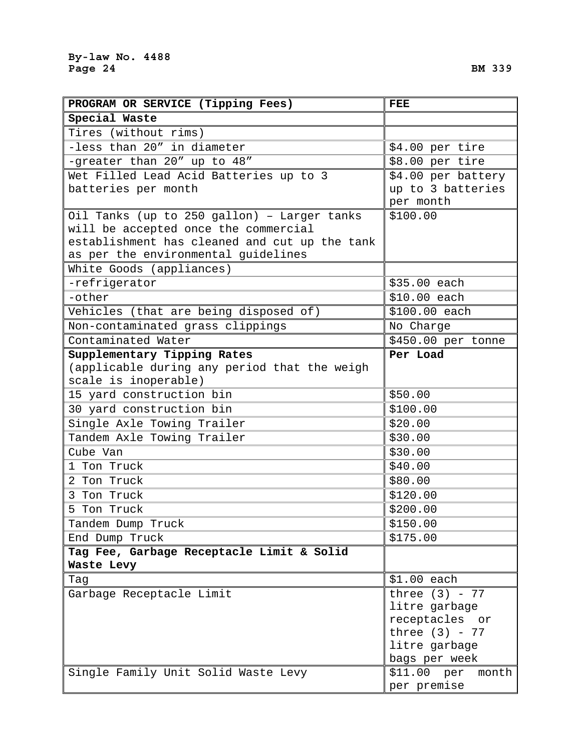| PROGRAM OR SERVICE (Tipping Fees) | FEE |
|---|---|
| **Special Waste** | |
| Tires (without rims) | |
| -less than 20″ in diameter | $4.00 per tire |
| -greater than 20″ up to 48″ | $8.00 per tire |
| Wet Filled Lead Acid Batteries up to 3 batteries per month | $4.00 per battery up to 3 batteries per month |
| Oil Tanks (up to 250 gallon) – Larger tanks will be accepted once the commercial establishment has cleaned and cut up the tank as per the environmental guidelines | $100.00 |
| White Goods (appliances) | |
| -refrigerator | $35.00 each |
| -other | $10.00 each |
| Vehicles (that are being disposed of) | $100.00 each |
| Non-contaminated grass clippings | No Charge |
| Contaminated Water | $450.00 per tonne |
| **Supplementary Tipping Rates** (applicable during any period that the weigh scale is inoperable) | **Per Load** |
| 15 yard construction bin | $50.00 |
| 30 yard construction bin | $100.00 |
| Single Axle Towing Trailer | $20.00 |
| Tandem Axle Towing Trailer | $30.00 |
| Cube Van | $30.00 |
| 1 Ton Truck | $40.00 |
| 2 Ton Truck | $80.00 |
| 3 Ton Truck | $120.00 |
| 5 Ton Truck | $200.00 |
| Tandem Dump Truck | $150.00 |
| End Dump Truck | $175.00 |
| **Tag Fee, Garbage Receptacle Limit & Solid Waste Levy** | |
| Tag | $1.00 each |
| Garbage Receptacle Limit | three (3) - 77 litre garbage receptacles or three (3) - 77 litre garbage bags per week |
| Single Family Unit Solid Waste Levy | $11.00 per month per premise |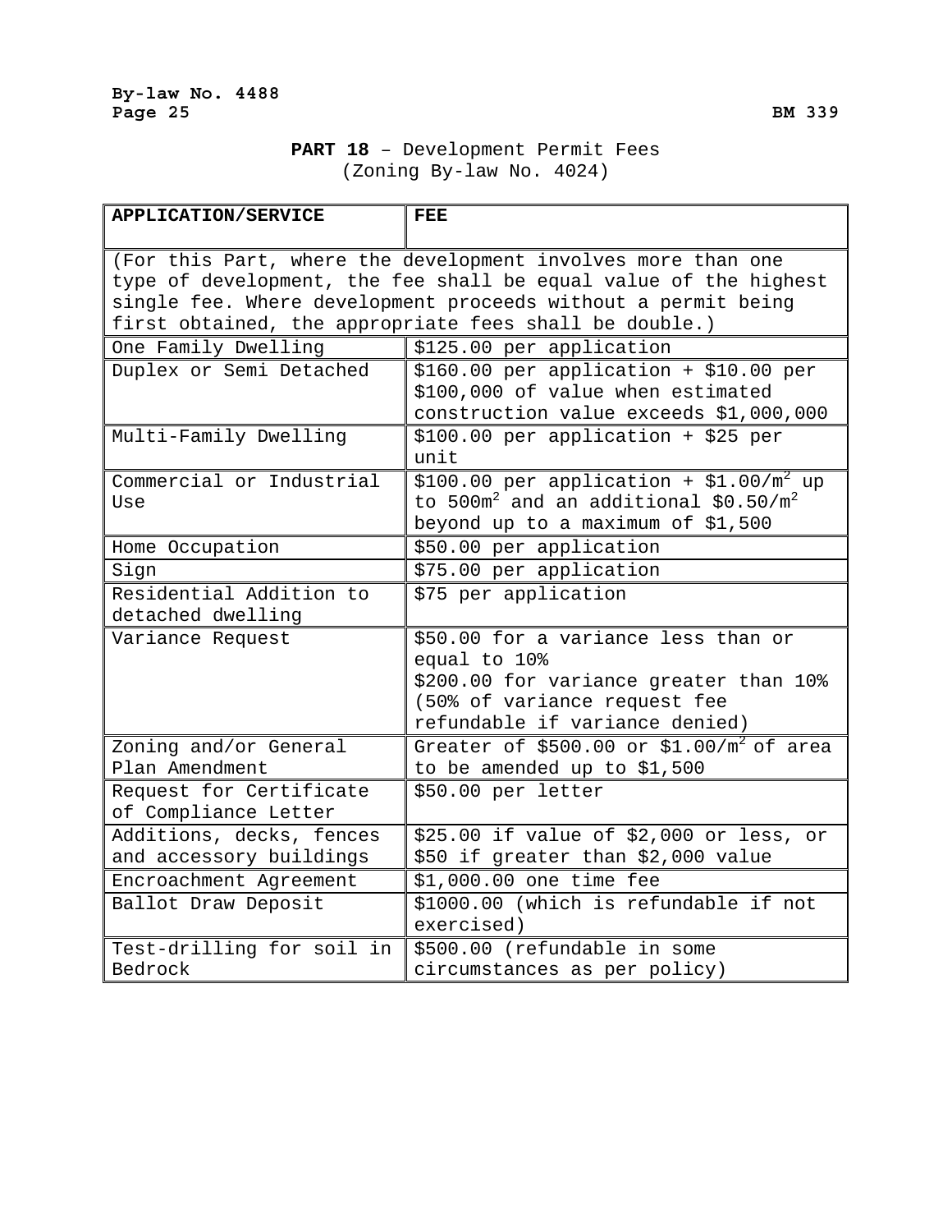**PART 18** – Development Permit Fees
(Zoning By-law No. 4024)

| APPLICATION/SERVICE | FEE |
|---|---|
| (For this Part, where the development involves more than one type of development, the fee shall be equal value of the highest single fee. Where development proceeds without a permit being first obtained, the appropriate fees shall be double.) | |
| One Family Dwelling | $125.00 per application |
| Duplex or Semi Detached | $160.00 per application + $10.00 per $100,000 of value when estimated construction value exceeds $1,000,000 |
| Multi-Family Dwelling | $100.00 per application + $25 per unit |
| Commercial or Industrial Use | $100.00 per application + $1.00/m$^2$ up to 500m$^2$ and an additional $0.50/m$^2$ beyond up to a maximum of $1,500 |
| Home Occupation | $50.00 per application |
| Sign | $75.00 per application |
| Residential Addition to detached dwelling | $75 per application |
| Variance Request | $50.00 for a variance less than or equal to 10%<br>$200.00 for variance greater than 10%<br>(50% of variance request fee refundable if variance denied) |
| Zoning and/or General Plan Amendment | Greater of $500.00 or $1.00/m$^2$ of area to be amended up to $1,500 |
| Request for Certificate of Compliance Letter | $50.00 per letter |
| Additions, decks, fences and accessory buildings | $25.00 if value of $2,000 or less, or $50 if greater than $2,000 value |
| Encroachment Agreement | $1,000.00 one time fee |
| Ballot Draw Deposit | $1000.00 (which is refundable if not exercised) |
| Test-drilling for soil in Bedrock | $500.00 (refundable in some circumstances as per policy) |